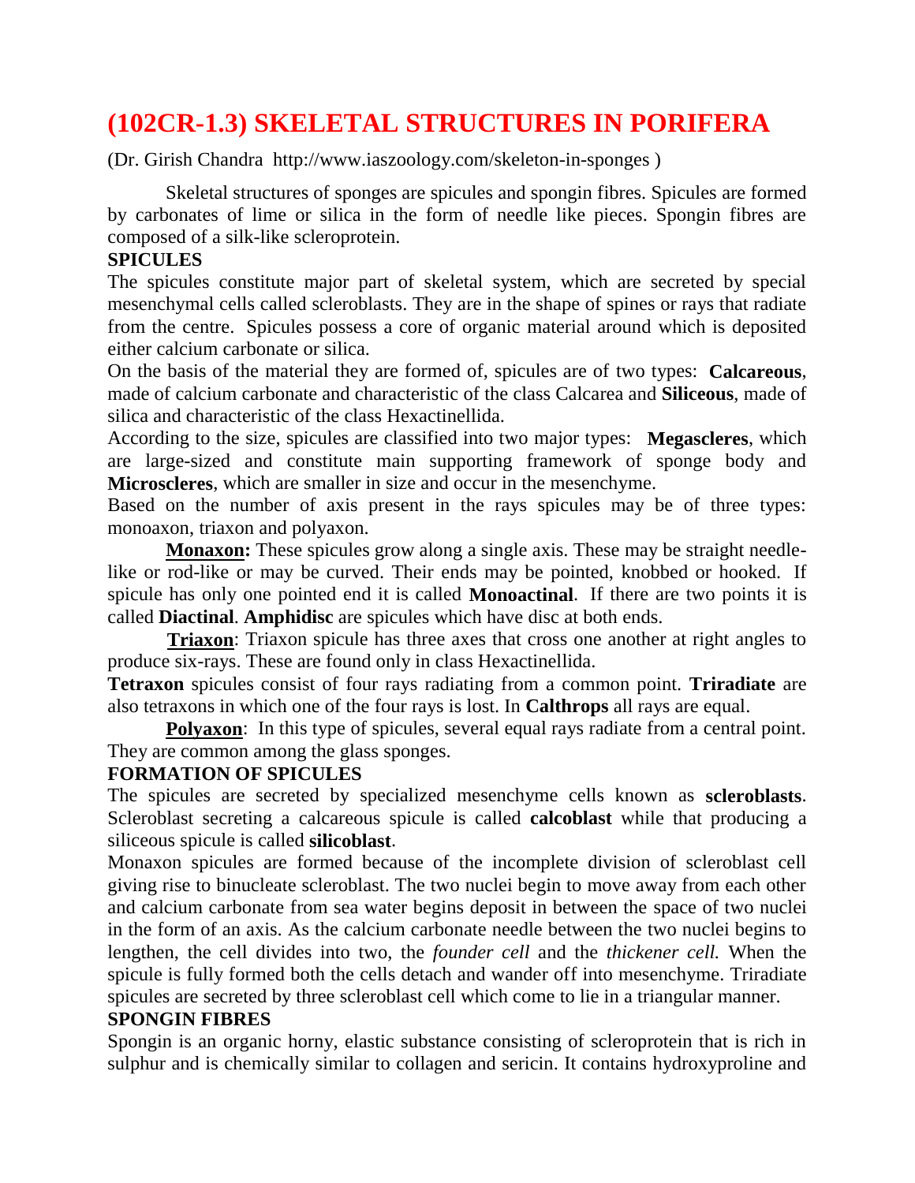# (102CR-1.3) SKELETAL STRUCTURES IN PORIFERA

(Dr. Girish Chandra http://www.iaszoology.com/skeleton-in-sponges )

Skeletal structures of sponges are spicules and spongin fibres. Spicules are formed by carbonates of lime or silica in the form of needle like pieces. Spongin fibres are composed of a silk-like scleroprotein.

**SPICULES**

The spicules constitute major part of skeletal system, which are secreted by special mesenchymal cells called scleroblasts. They are in the shape of spines or rays that radiate from the centre. Spicules possess a core of organic material around which is deposited either calcium carbonate or silica.

On the basis of the material they are formed of, spicules are of two types: **Calcareous**, made of calcium carbonate and characteristic of the class Calcarea and **Siliceous**, made of silica and characteristic of the class Hexactinellida.

According to the size, spicules are classified into two major types: **Megascleres**, which are large-sized and constitute main supporting framework of sponge body and **Microscleres**, which are smaller in size and occur in the mesenchyme.

Based on the number of axis present in the rays spicules may be of three types: monoaxon, triaxon and polyaxon.

**Monaxon:** These spicules grow along a single axis. These may be straight needle-like or rod-like or may be curved. Their ends may be pointed, knobbed or hooked. If spicule has only one pointed end it is called **Monoactinal**. If there are two points it is called **Diactinal**. **Amphidisc** are spicules which have disc at both ends.

**Triaxon**: Triaxon spicule has three axes that cross one another at right angles to produce six-rays. These are found only in class Hexactinellida.

**Tetraxon** spicules consist of four rays radiating from a common point. **Triradiate** are also tetraxons in which one of the four rays is lost. In **Calthrops** all rays are equal.

**Polyaxon**: In this type of spicules, several equal rays radiate from a central point. They are common among the glass sponges.

**FORMATION OF SPICULES**

The spicules are secreted by specialized mesenchyme cells known as **scleroblasts**. Scleroblast secreting a calcareous spicule is called **calcoblast** while that producing a siliceous spicule is called **silicoblast**.

Monaxon spicules are formed because of the incomplete division of scleroblast cell giving rise to binucleate scleroblast. The two nuclei begin to move away from each other and calcium carbonate from sea water begins deposit in between the space of two nuclei in the form of an axis. As the calcium carbonate needle between the two nuclei begins to lengthen, the cell divides into two, the *founder cell* and the *thickener cell.* When the spicule is fully formed both the cells detach and wander off into mesenchyme. Triradiate spicules are secreted by three scleroblast cell which come to lie in a triangular manner.

**SPONGIN FIBRES**

Spongin is an organic horny, elastic substance consisting of scleroprotein that is rich in sulphur and is chemically similar to collagen and sericin. It contains hydroxyproline and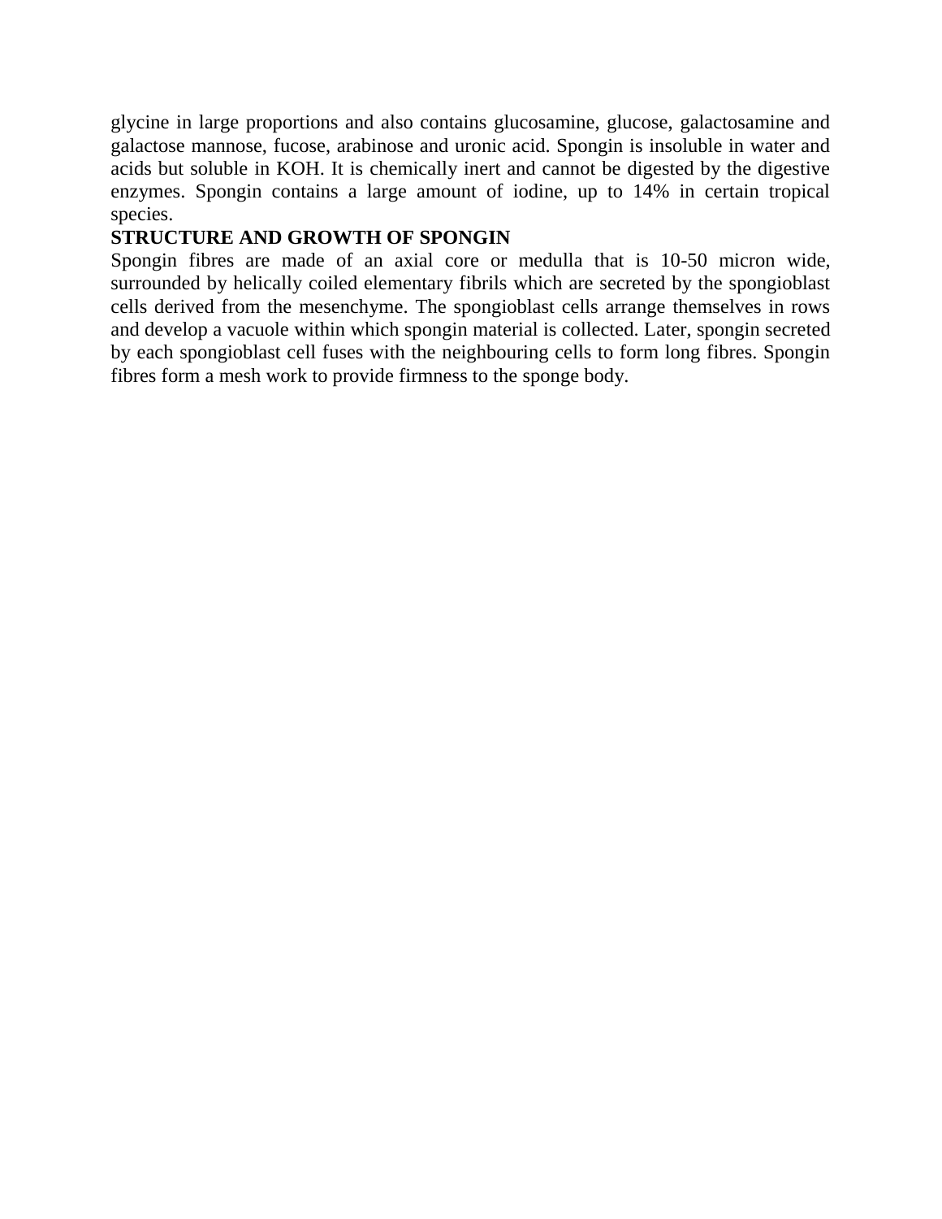glycine in large proportions and also contains glucosamine, glucose, galactosamine and galactose mannose, fucose, arabinose and uronic acid. Spongin is insoluble in water and acids but soluble in KOH. It is chemically inert and cannot be digested by the digestive enzymes. Spongin contains a large amount of iodine, up to 14% in certain tropical species.

**STRUCTURE AND GROWTH OF SPONGIN**

Spongin fibres are made of an axial core or medulla that is 10-50 micron wide, surrounded by helically coiled elementary fibrils which are secreted by the spongioblast cells derived from the mesenchyme. The spongioblast cells arrange themselves in rows and develop a vacuole within which spongin material is collected. Later, spongin secreted by each spongioblast cell fuses with the neighbouring cells to form long fibres. Spongin fibres form a mesh work to provide firmness to the sponge body.